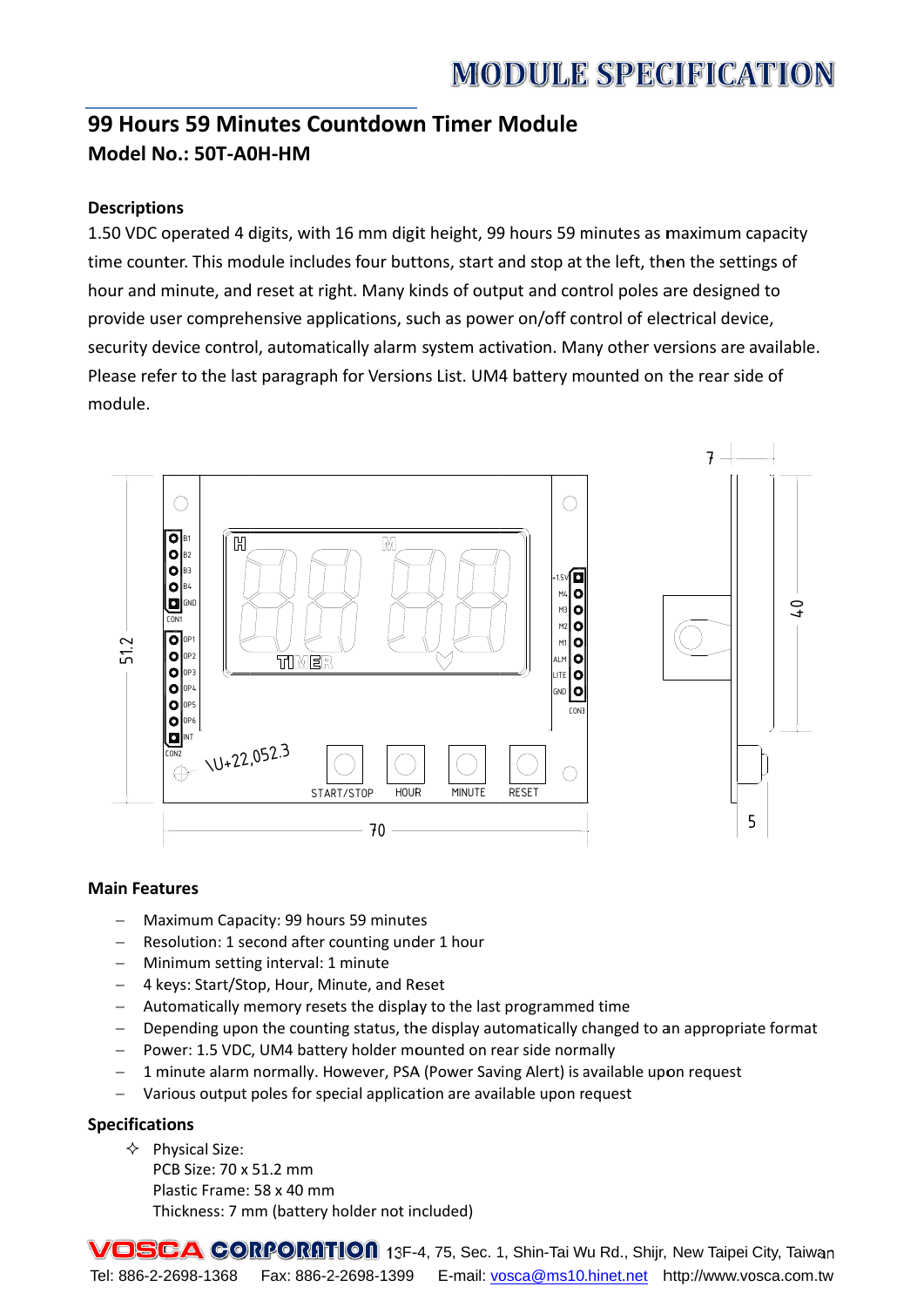# MODULE SPECIFICATION

## 99 Hours 59 Minutes Countdown Timer Module

### Model No.: 50T-A0H-HM

**Descriptions**

1.50 VDC operated 4 digits, with 16 mm digit height, 99 hours 59 minutes as maximum capacity time counter. This module includes four buttons, start and stop at the left, then the settings of hour and minute, and reset at right. Many kinds of output and control poles are designed to provide user comprehensive applications, such as power on/off control of electrical device, security device control, automatically alarm system activation. Many other versions are available. Please refer to the last paragraph for Versions List. UM4 battery mounted on the rear side of module.

**Main Features**

- Maximum Capacity: 99 hours 59 minutes
- Resolution: 1 second after counting under 1 hour
- Minimum setting interval: 1 minute
- 4 keys: Start/Stop, Hour, Minute, and Reset
- Automatically memory resets the display to the last programmed time
- Depending upon the counting status, the display automatically changed to an appropriate format
- Power: 1.5 VDC, UM4 battery holder mounted on rear side normally
- 1 minute alarm normally. However, PSA (Power Saving Alert) is available upon request
- Various output poles for special application are available upon request

**Specifications**

- Physical Size:
  PCB Size: 70 x 51.2 mm
  Plastic Frame: 58 x 40 mm
  Thickness: 7 mm (battery holder not included)

VOSCA CORPORATION 13F-4, 75, Sec. 1, Shin-Tai Wu Rd., Shijr, New Taipei City, Taiwan
Tel: 886-2-2698-1368 Fax: 886-2-2698-1399 E-mail: vosca@ms10.hinet.net http://www.vosca.com.tw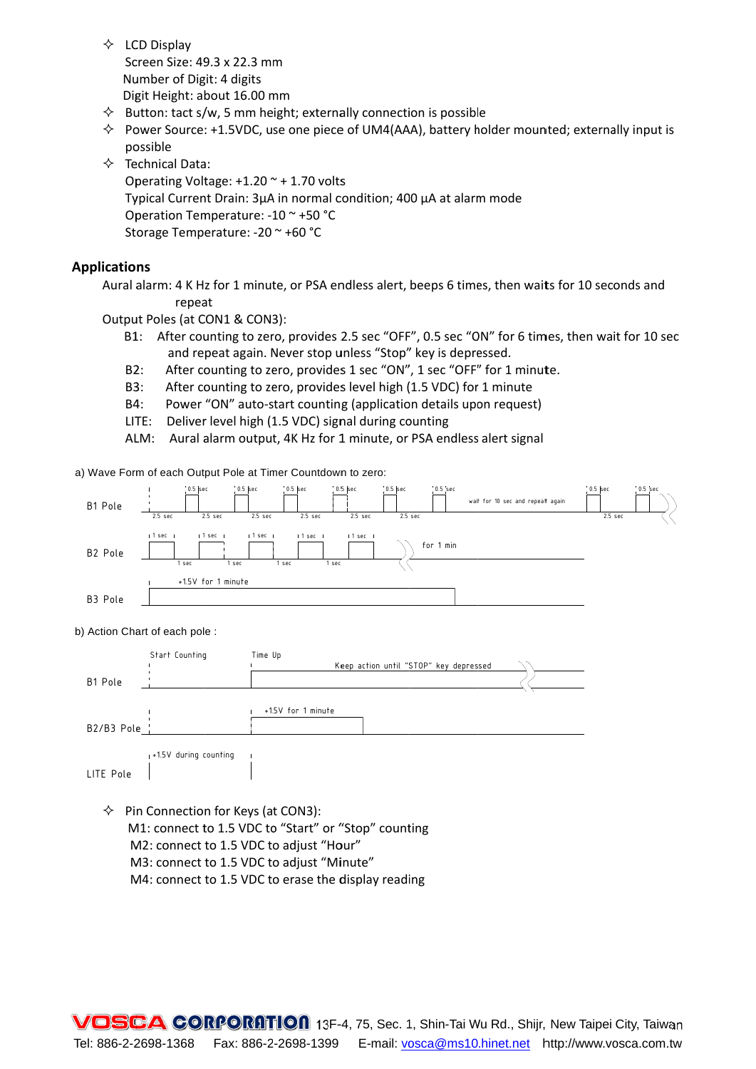- ✧ LCD Display
  Screen Size: 49.3 x 22.3 mm
  Number of Digit: 4 digits
  Digit Height: about 16.00 mm
- ✧ Button: tact s/w, 5 mm height; externally connection is possible
- ✧ Power Source: +1.5VDC, use one piece of UM4(AAA), battery holder mounted; externally input is possible
- ✧ Technical Data:
  Operating Voltage: +1.20 ~ + 1.70 volts
  Typical Current Drain: 3µA in normal condition; 400 µA at alarm mode
  Operation Temperature: -10 ~ +50 °C
  Storage Temperature: -20 ~ +60 °C

## Applications

Aural alarm: 4 K Hz for 1 minute, or PSA endless alert, beeps 6 times, then waits for 10 seconds and repeat

Output Poles (at CON1 & CON3):

- B1: After counting to zero, provides 2.5 sec "OFF", 0.5 sec "ON" for 6 times, then wait for 10 sec and repeat again. Never stop unless "Stop" key is depressed.
- B2: After counting to zero, provides 1 sec "ON", 1 sec "OFF" for 1 minute.
- B3: After counting to zero, provides level high (1.5 VDC) for 1 minute
- B4: Power "ON" auto-start counting (application details upon request)
- LITE: Deliver level high (1.5 VDC) signal during counting
- ALM: Aural alarm output, 4K Hz for 1 minute, or PSA endless alert signal

a) Wave Form of each Output Pole at Timer Countdown to zero:

B1 Pole: 2.5 sec OFF / 0.5 sec ON (×6), wait for 10 sec and repeat again

B2 Pole: 1 sec ON / 1 sec OFF for 1 min

B3 Pole: +1.5V for 1 minute

b) Action Chart of each pole :

B1 Pole: Start Counting → Time Up → Keep action until "STOP" key depressed

B2/B3 Pole: Time Up → +1.5V for 1 minute

LITE Pole: +1.5V during counting

- ✧ Pin Connection for Keys (at CON3):
  M1: connect to 1.5 VDC to "Start" or "Stop" counting
  M2: connect to 1.5 VDC to adjust "Hour"
  M3: connect to 1.5 VDC to adjust "Minute"
  M4: connect to 1.5 VDC to erase the display reading

VOSCA CORPORATION 13F-4, 75, Sec. 1, Shin-Tai Wu Rd., Shijr, New Taipei City, Taiwan
Tel: 886-2-2698-1368 Fax: 886-2-2698-1399 E-mail: vosca@ms10.hinet.net http://www.vosca.com.tw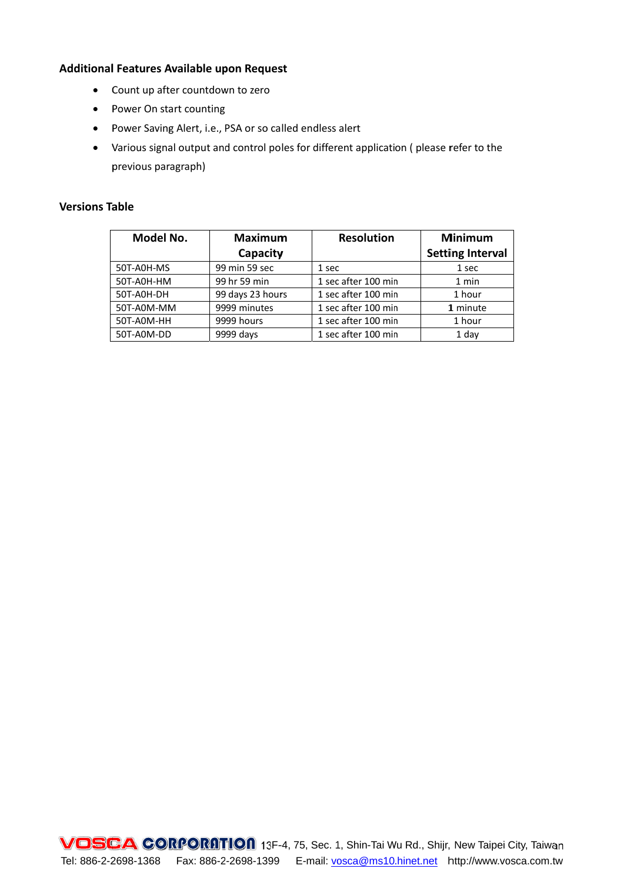## Additional Features Available upon Request

- Count up after countdown to zero
- Power On start counting
- Power Saving Alert, i.e., PSA or so called endless alert
- Various signal output and control poles for different application ( please refer to the previous paragraph)

## Versions Table

| Model No. | Maximum Capacity | Resolution | Minimum Setting Interval |
|---|---|---|---|
| 50T-A0H-MS | 99 min 59 sec | 1 sec | 1 sec |
| 50T-A0H-HM | 99 hr 59 min | 1 sec after 100 min | 1 min |
| 50T-A0H-DH | 99 days 23 hours | 1 sec after 100 min | 1 hour |
| 50T-A0M-MM | 9999 minutes | 1 sec after 100 min | **1** minute |
| 50T-A0M-HH | 9999 hours | 1 sec after 100 min | 1 hour |
| 50T-A0M-DD | 9999 days | 1 sec after 100 min | 1 day |

VOSCA CORPORATION 13F-4, 75, Sec. 1, Shin-Tai Wu Rd., Shijr, New Taipei City, Taiwan
Tel: 886-2-2698-1368 Fax: 886-2-2698-1399 E-mail: vosca@ms10.hinet.net http://www.vosca.com.tw